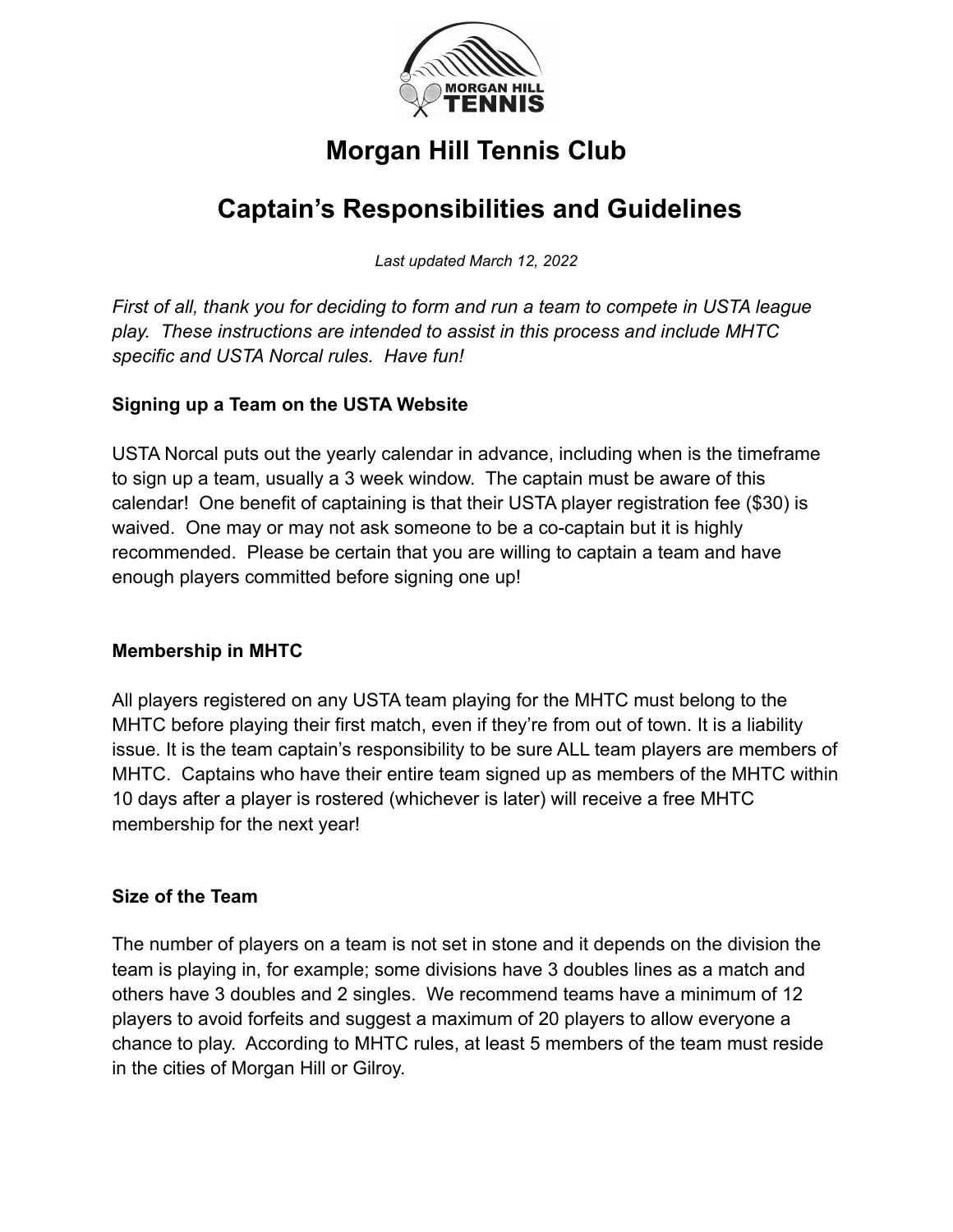# Morgan Hill Tennis Club

# Captain's Responsibilities and Guidelines

*Last updated March 12, 2022*

*First of all, thank you for deciding to form and run a team to compete in USTA league play. These instructions are intended to assist in this process and include MHTC specific and USTA Norcal rules. Have fun!*

**Signing up a Team on the USTA Website**

USTA Norcal puts out the yearly calendar in advance, including when is the timeframe to sign up a team, usually a 3 week window. The captain must be aware of this calendar! One benefit of captaining is that their USTA player registration fee ($30) is waived. One may or may not ask someone to be a co-captain but it is highly recommended. Please be certain that you are willing to captain a team and have enough players committed before signing one up!

**Membership in MHTC**

All players registered on any USTA team playing for the MHTC must belong to the MHTC before playing their first match, even if they're from out of town. It is a liability issue. It is the team captain's responsibility to be sure ALL team players are members of MHTC. Captains who have their entire team signed up as members of the MHTC within 10 days after a player is rostered (whichever is later) will receive a free MHTC membership for the next year!

**Size of the Team**

The number of players on a team is not set in stone and it depends on the division the team is playing in, for example; some divisions have 3 doubles lines as a match and others have 3 doubles and 2 singles. We recommend teams have a minimum of 12 players to avoid forfeits and suggest a maximum of 20 players to allow everyone a chance to play. According to MHTC rules, at least 5 members of the team must reside in the cities of Morgan Hill or Gilroy.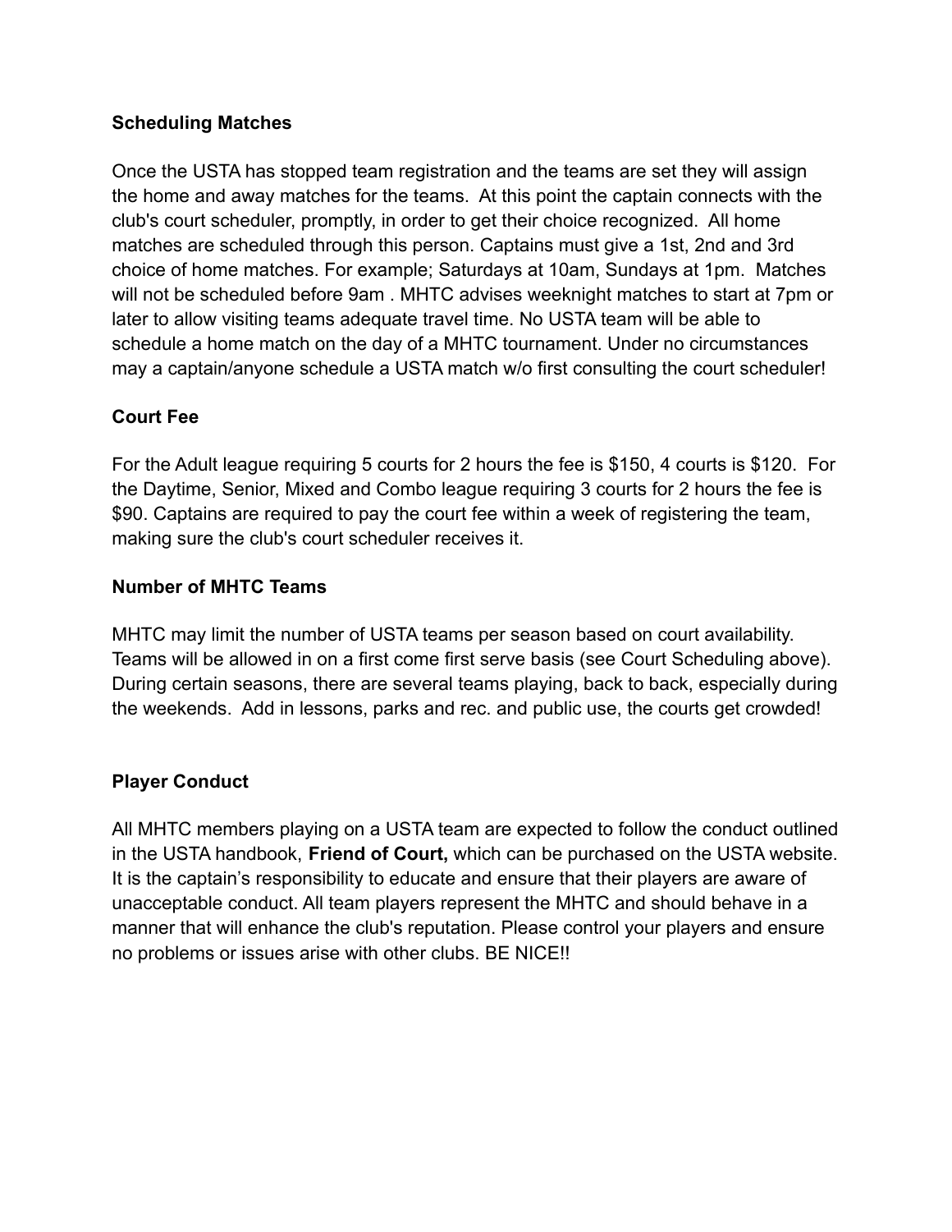**Scheduling Matches**

Once the USTA has stopped team registration and the teams are set they will assign the home and away matches for the teams. At this point the captain connects with the club's court scheduler, promptly, in order to get their choice recognized. All home matches are scheduled through this person. Captains must give a 1st, 2nd and 3rd choice of home matches. For example; Saturdays at 10am, Sundays at 1pm. Matches will not be scheduled before 9am . MHTC advises weeknight matches to start at 7pm or later to allow visiting teams adequate travel time. No USTA team will be able to schedule a home match on the day of a MHTC tournament. Under no circumstances may a captain/anyone schedule a USTA match w/o first consulting the court scheduler!

**Court Fee**

For the Adult league requiring 5 courts for 2 hours the fee is $150, 4 courts is $120. For the Daytime, Senior, Mixed and Combo league requiring 3 courts for 2 hours the fee is $90. Captains are required to pay the court fee within a week of registering the team, making sure the club's court scheduler receives it.

**Number of MHTC Teams**

MHTC may limit the number of USTA teams per season based on court availability. Teams will be allowed in on a first come first serve basis (see Court Scheduling above). During certain seasons, there are several teams playing, back to back, especially during the weekends. Add in lessons, parks and rec. and public use, the courts get crowded!

**Player Conduct**

All MHTC members playing on a USTA team are expected to follow the conduct outlined in the USTA handbook, **Friend of Court,** which can be purchased on the USTA website. It is the captain's responsibility to educate and ensure that their players are aware of unacceptable conduct. All team players represent the MHTC and should behave in a manner that will enhance the club's reputation. Please control your players and ensure no problems or issues arise with other clubs. BE NICE!!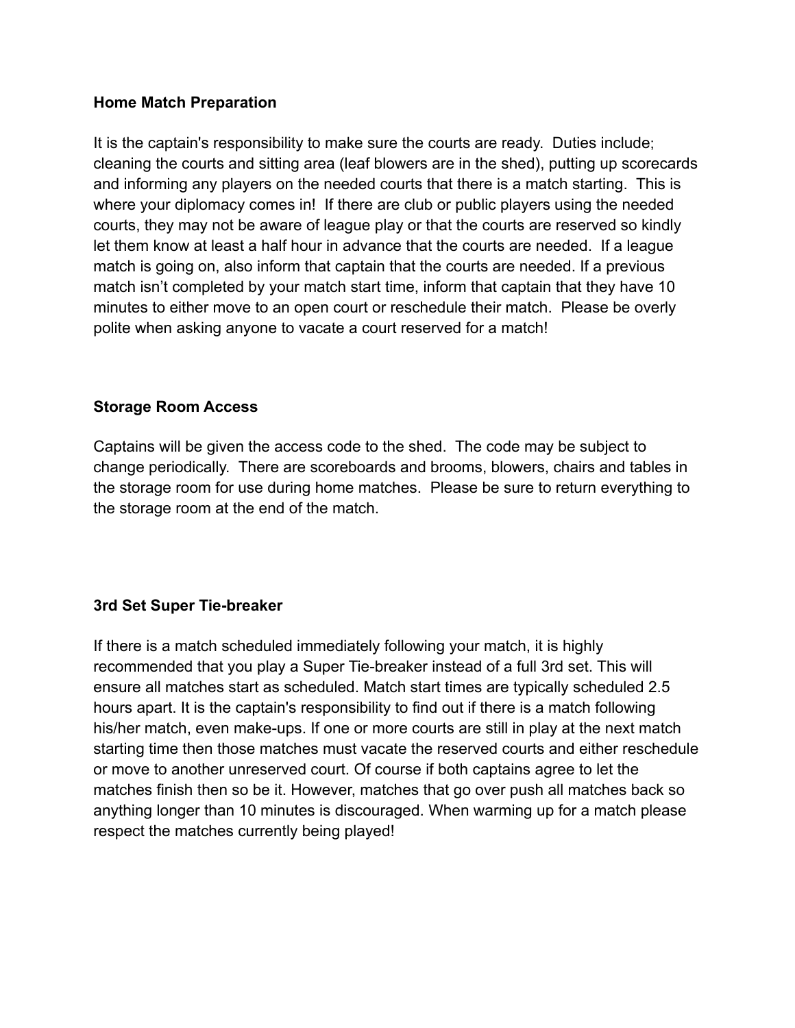**Home Match Preparation**

It is the captain's responsibility to make sure the courts are ready. Duties include; cleaning the courts and sitting area (leaf blowers are in the shed), putting up scorecards and informing any players on the needed courts that there is a match starting. This is where your diplomacy comes in! If there are club or public players using the needed courts, they may not be aware of league play or that the courts are reserved so kindly let them know at least a half hour in advance that the courts are needed. If a league match is going on, also inform that captain that the courts are needed. If a previous match isn't completed by your match start time, inform that captain that they have 10 minutes to either move to an open court or reschedule their match. Please be overly polite when asking anyone to vacate a court reserved for a match!

**Storage Room Access**

Captains will be given the access code to the shed. The code may be subject to change periodically. There are scoreboards and brooms, blowers, chairs and tables in the storage room for use during home matches. Please be sure to return everything to the storage room at the end of the match.

**3rd Set Super Tie-breaker**

If there is a match scheduled immediately following your match, it is highly recommended that you play a Super Tie-breaker instead of a full 3rd set. This will ensure all matches start as scheduled. Match start times are typically scheduled 2.5 hours apart. It is the captain's responsibility to find out if there is a match following his/her match, even make-ups. If one or more courts are still in play at the next match starting time then those matches must vacate the reserved courts and either reschedule or move to another unreserved court. Of course if both captains agree to let the matches finish then so be it. However, matches that go over push all matches back so anything longer than 10 minutes is discouraged. When warming up for a match please respect the matches currently being played!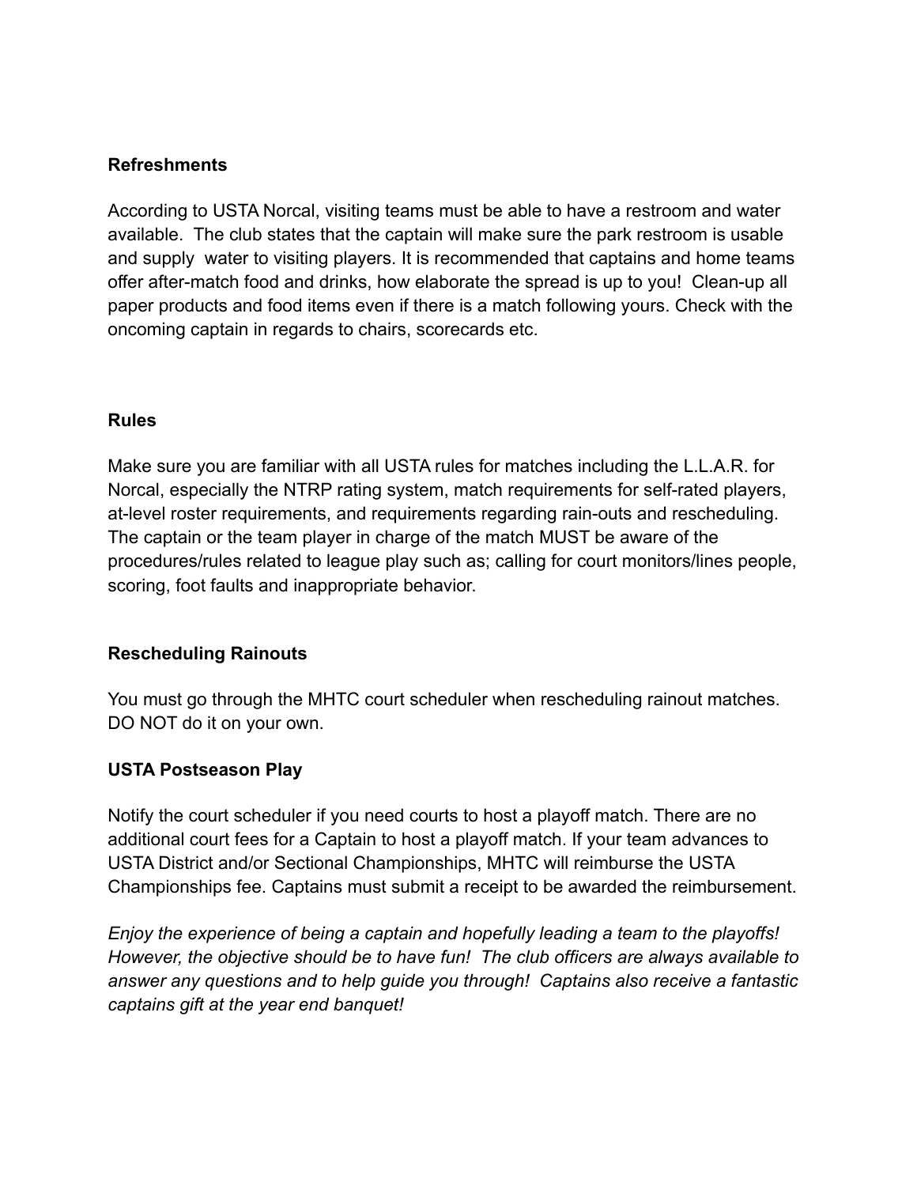**Refreshments**

According to USTA Norcal, visiting teams must be able to have a restroom and water available. The club states that the captain will make sure the park restroom is usable and supply water to visiting players. It is recommended that captains and home teams offer after-match food and drinks, how elaborate the spread is up to you! Clean-up all paper products and food items even if there is a match following yours. Check with the oncoming captain in regards to chairs, scorecards etc.

**Rules**

Make sure you are familiar with all USTA rules for matches including the L.L.A.R. for Norcal, especially the NTRP rating system, match requirements for self-rated players, at-level roster requirements, and requirements regarding rain-outs and rescheduling. The captain or the team player in charge of the match MUST be aware of the procedures/rules related to league play such as; calling for court monitors/lines people, scoring, foot faults and inappropriate behavior.

**Rescheduling Rainouts**

You must go through the MHTC court scheduler when rescheduling rainout matches. DO NOT do it on your own.

**USTA Postseason Play**

Notify the court scheduler if you need courts to host a playoff match. There are no additional court fees for a Captain to host a playoff match. If your team advances to USTA District and/or Sectional Championships, MHTC will reimburse the USTA Championships fee. Captains must submit a receipt to be awarded the reimbursement.

*Enjoy the experience of being a captain and hopefully leading a team to the playoffs! However, the objective should be to have fun! The club officers are always available to answer any questions and to help guide you through! Captains also receive a fantastic captains gift at the year end banquet!*